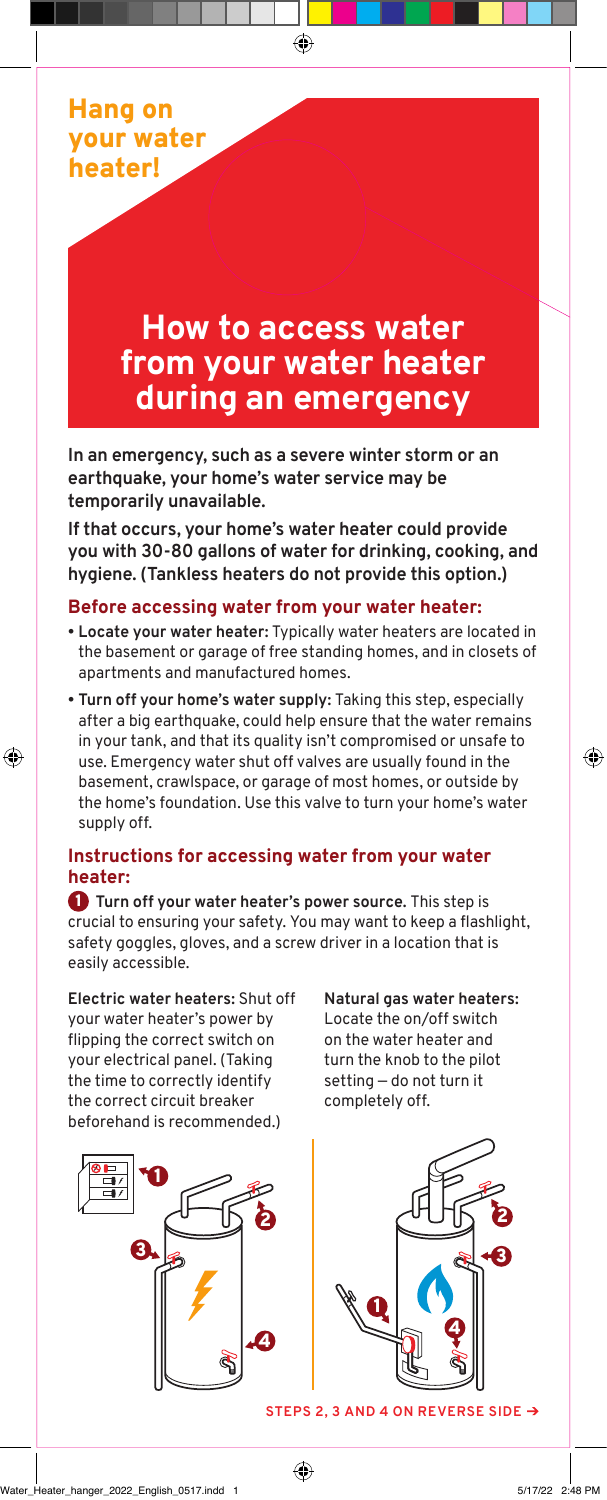Hang on your water heater!

# How to access water from your water heater during an emergency

**In an emergency, such as a severe winter storm or an earthquake, your home's water service may be temporarily unavailable.**

**If that occurs, your home's water heater could provide you with 30-80 gallons of water for drinking, cooking, and hygiene. (Tankless heaters do not provide this option.)**

## Before accessing water from your water heater:

- **Locate your water heater:** Typically water heaters are located in the basement or garage of free standing homes, and in closets of apartments and manufactured homes.
- **Turn off your home's water supply:** Taking this step, especially after a big earthquake, could help ensure that the water remains in your tank, and that its quality isn't compromised or unsafe to use. Emergency water shut off valves are usually found in the basement, crawlspace, or garage of most homes, or outside by the home's foundation. Use this valve to turn your home's water supply off.

## Instructions for accessing water from your water heater:

**1 Turn off your water heater's power source.** This step is crucial to ensuring your safety. You may want to keep a flashlight, safety goggles, gloves, and a screw driver in a location that is easily accessible.

**Electric water heaters:** Shut off your water heater's power by flipping the correct switch on your electrical panel. (Taking the time to correctly identify the correct circuit breaker beforehand is recommended.)

**Natural gas water heaters:** Locate the on/off switch on the water heater and turn the knob to the pilot setting – do not turn it completely off.

STEPS 2, 3 AND 4 ON REVERSE SIDE →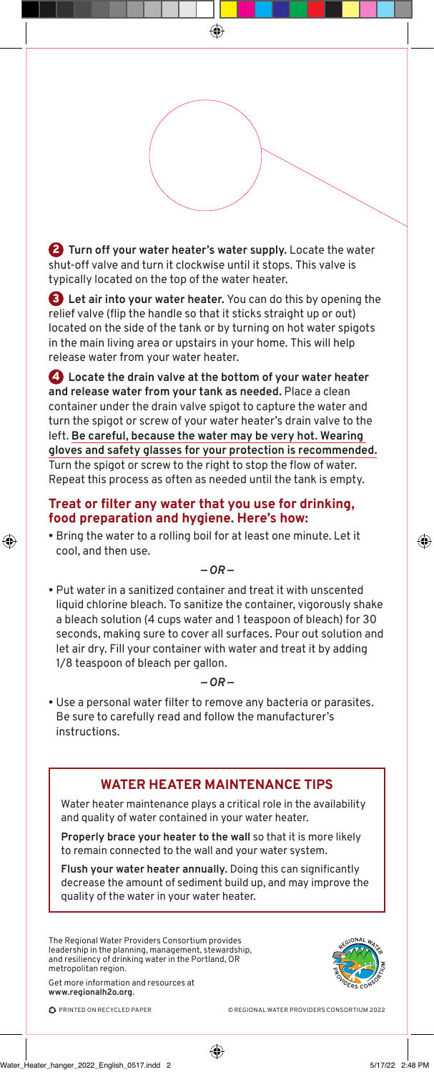**2** **Turn off your water heater's water supply.** Locate the water shut-off valve and turn it clockwise until it stops. This valve is typically located on the top of the water heater.

**3** **Let air into your water heater.** You can do this by opening the relief valve (flip the handle so that it sticks straight up or out) located on the side of the tank or by turning on hot water spigots in the main living area or upstairs in your home. This will help release water from your water heater.

**4** **Locate the drain valve at the bottom of your water heater and release water from your tank as needed.** Place a clean container under the drain valve spigot to capture the water and turn the spigot or screw of your water heater's drain valve to the left. **Be careful, because the water may be very hot. Wearing gloves and safety glasses for your protection is recommended.** Turn the spigot or screw to the right to stop the flow of water. Repeat this process as often as needed until the tank is empty.

## Treat or filter any water that you use for drinking, food preparation and hygiene. Here's how:

- Bring the water to a rolling boil for at least one minute. Let it cool, and then use.

*— OR —*

- Put water in a sanitized container and treat it with unscented liquid chlorine bleach. To sanitize the container, vigorously shake a bleach solution (4 cups water and 1 teaspoon of bleach) for 30 seconds, making sure to cover all surfaces. Pour out solution and let air dry. Fill your container with water and treat it by adding 1/8 teaspoon of bleach per gallon.

*— OR —*

- Use a personal water filter to remove any bacteria or parasites. Be sure to carefully read and follow the manufacturer's instructions.

## WATER HEATER MAINTENANCE TIPS

Water heater maintenance plays a critical role in the availability and quality of water contained in your water heater.

**Properly brace your heater to the wall** so that it is more likely to remain connected to the wall and your water system.

**Flush your water heater annually.** Doing this can significantly decrease the amount of sediment build up, and may improve the quality of the water in your water heater.

The Regional Water Providers Consortium provides leadership in the planning, management, stewardship, and resiliency of drinking water in the Portland, OR metropolitan region.

Get more information and resources at **www.regionalh2o.org**.

PRINTED ON RECYCLED PAPER

© REGIONAL WATER PROVIDERS CONSORTIUM 2022